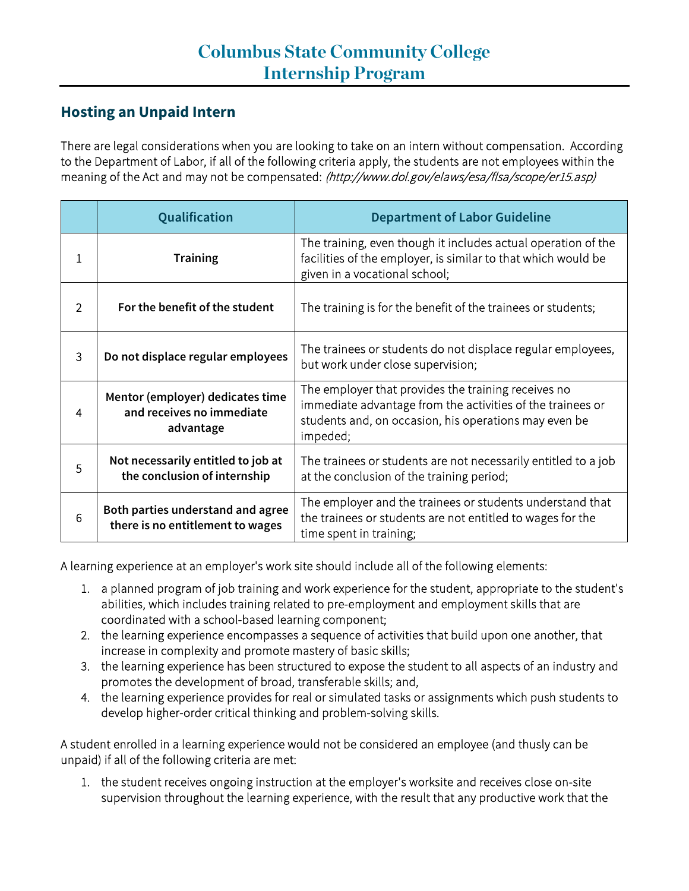# Columbus State Community College
# Internship Program

## Hosting an Unpaid Intern

There are legal considerations when you are looking to take on an intern without compensation. According to the Department of Labor, if all of the following criteria apply, the students are not employees within the meaning of the Act and may not be compensated: *(http://www.dol.gov/elaws/esa/flsa/scope/er15.asp)*

| | Qualification | Department of Labor Guideline |
|---|---|---|
| 1 | **Training** | The training, even though it includes actual operation of the facilities of the employer, is similar to that which would be given in a vocational school; |
| 2 | **For the benefit of the student** | The training is for the benefit of the trainees or students; |
| 3 | **Do not displace regular employees** | The trainees or students do not displace regular employees, but work under close supervision; |
| 4 | **Mentor (employer) dedicates time and receives no immediate advantage** | The employer that provides the training receives no immediate advantage from the activities of the trainees or students and, on occasion, his operations may even be impeded; |
| 5 | **Not necessarily entitled to job at the conclusion of internship** | The trainees or students are not necessarily entitled to a job at the conclusion of the training period; |
| 6 | **Both parties understand and agree there is no entitlement to wages** | The employer and the trainees or students understand that the trainees or students are not entitled to wages for the time spent in training; |

A learning experience at an employer's work site should include all of the following elements:

1. a planned program of job training and work experience for the student, appropriate to the student's abilities, which includes training related to pre-employment and employment skills that are coordinated with a school-based learning component;
2. the learning experience encompasses a sequence of activities that build upon one another, that increase in complexity and promote mastery of basic skills;
3. the learning experience has been structured to expose the student to all aspects of an industry and promotes the development of broad, transferable skills; and,
4. the learning experience provides for real or simulated tasks or assignments which push students to develop higher-order critical thinking and problem-solving skills.

A student enrolled in a learning experience would not be considered an employee (and thusly can be unpaid) if all of the following criteria are met:

1. the student receives ongoing instruction at the employer's worksite and receives close on-site supervision throughout the learning experience, with the result that any productive work that the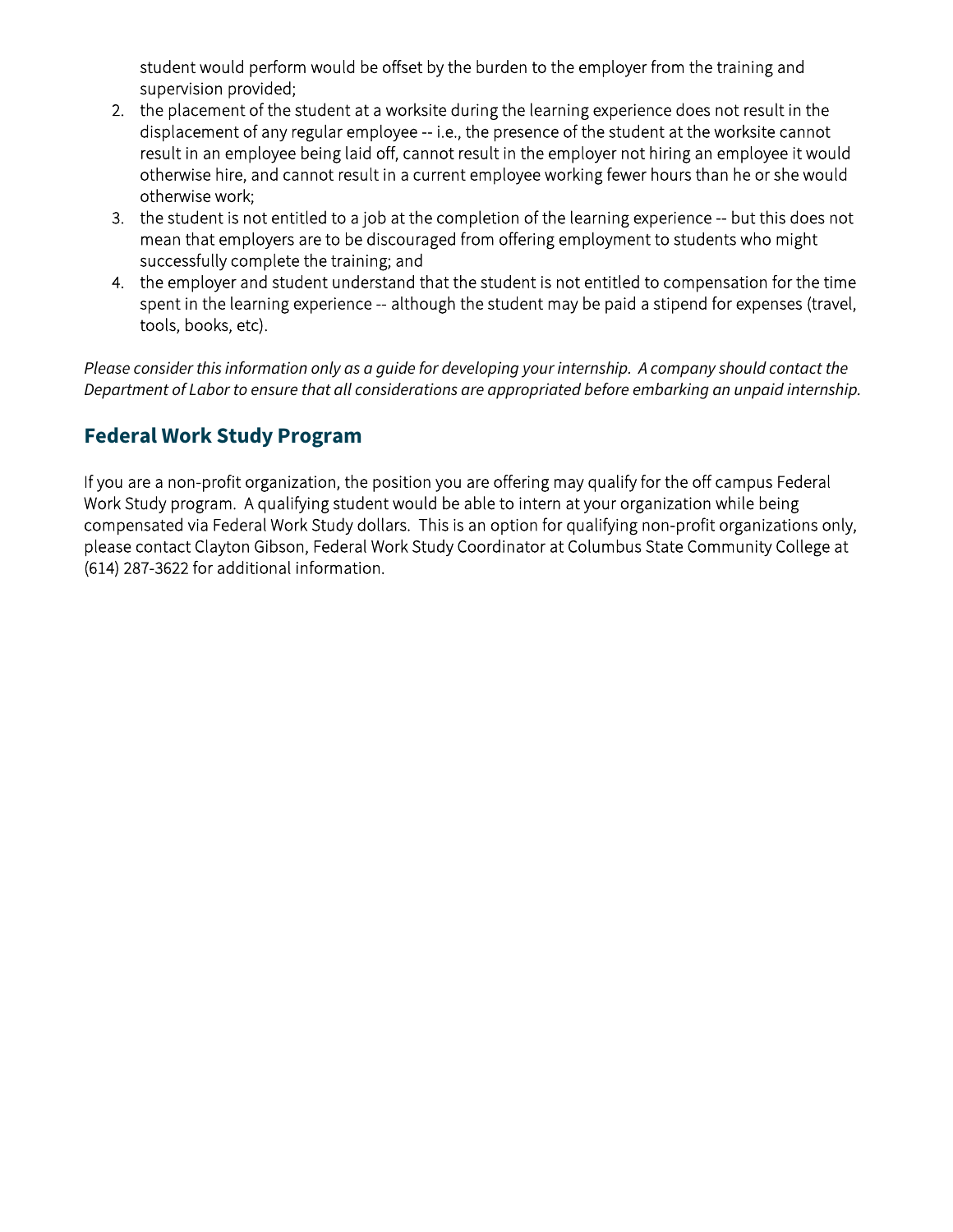student would perform would be offset by the burden to the employer from the training and supervision provided;

2. the placement of the student at a worksite during the learning experience does not result in the displacement of any regular employee -- i.e., the presence of the student at the worksite cannot result in an employee being laid off, cannot result in the employer not hiring an employee it would otherwise hire, and cannot result in a current employee working fewer hours than he or she would otherwise work;
3. the student is not entitled to a job at the completion of the learning experience -- but this does not mean that employers are to be discouraged from offering employment to students who might successfully complete the training; and
4. the employer and student understand that the student is not entitled to compensation for the time spent in the learning experience -- although the student may be paid a stipend for expenses (travel, tools, books, etc).

*Please consider this information only as a guide for developing your internship. A company should contact the Department of Labor to ensure that all considerations are appropriated before embarking an unpaid internship.*

## Federal Work Study Program

If you are a non-profit organization, the position you are offering may qualify for the off campus Federal Work Study program. A qualifying student would be able to intern at your organization while being compensated via Federal Work Study dollars. This is an option for qualifying non-profit organizations only, please contact Clayton Gibson, Federal Work Study Coordinator at Columbus State Community College at (614) 287-3622 for additional information.